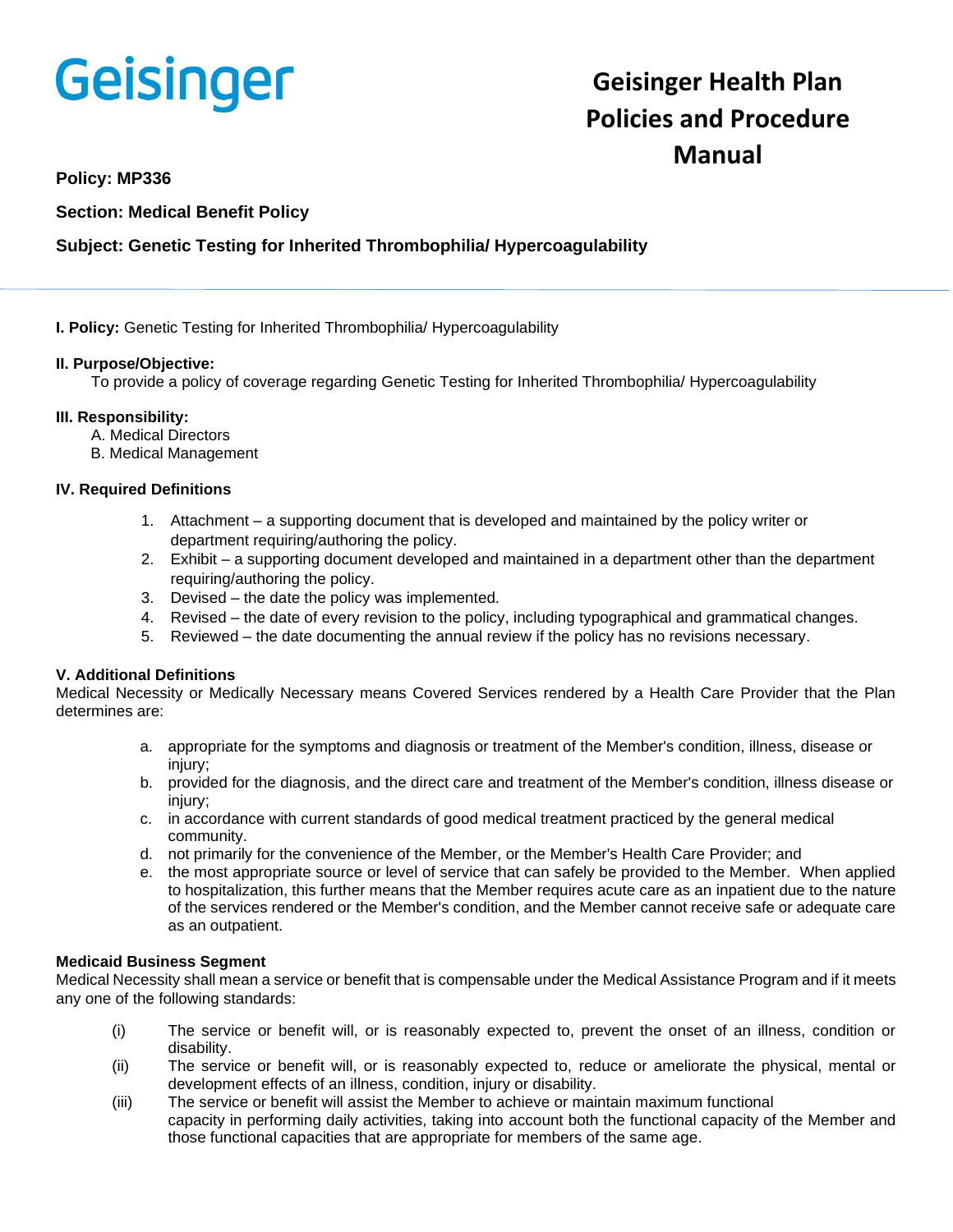Geisinger

# Geisinger Health Plan Policies and Procedure Manual

**Policy: MP336**

**Section: Medical Benefit Policy**

**Subject: Genetic Testing for Inherited Thrombophilia/ Hypercoagulability**

---

**I. Policy:** Genetic Testing for Inherited Thrombophilia/ Hypercoagulability

**II. Purpose/Objective:**

To provide a policy of coverage regarding Genetic Testing for Inherited Thrombophilia/ Hypercoagulability

**III. Responsibility:**

A. Medical Directors
B. Medical Management

**IV. Required Definitions**

1. Attachment – a supporting document that is developed and maintained by the policy writer or department requiring/authoring the policy.
2. Exhibit – a supporting document developed and maintained in a department other than the department requiring/authoring the policy.
3. Devised – the date the policy was implemented.
4. Revised – the date of every revision to the policy, including typographical and grammatical changes.
5. Reviewed – the date documenting the annual review if the policy has no revisions necessary.

**V. Additional Definitions**

Medical Necessity or Medically Necessary means Covered Services rendered by a Health Care Provider that the Plan determines are:

a. appropriate for the symptoms and diagnosis or treatment of the Member's condition, illness, disease or injury;
b. provided for the diagnosis, and the direct care and treatment of the Member's condition, illness disease or injury;
c. in accordance with current standards of good medical treatment practiced by the general medical community.
d. not primarily for the convenience of the Member, or the Member's Health Care Provider; and
e. the most appropriate source or level of service that can safely be provided to the Member. When applied to hospitalization, this further means that the Member requires acute care as an inpatient due to the nature of the services rendered or the Member's condition, and the Member cannot receive safe or adequate care as an outpatient.

**Medicaid Business Segment**

Medical Necessity shall mean a service or benefit that is compensable under the Medical Assistance Program and if it meets any one of the following standards:

(i) The service or benefit will, or is reasonably expected to, prevent the onset of an illness, condition or disability.
(ii) The service or benefit will, or is reasonably expected to, reduce or ameliorate the physical, mental or development effects of an illness, condition, injury or disability.
(iii) The service or benefit will assist the Member to achieve or maintain maximum functional capacity in performing daily activities, taking into account both the functional capacity of the Member and those functional capacities that are appropriate for members of the same age.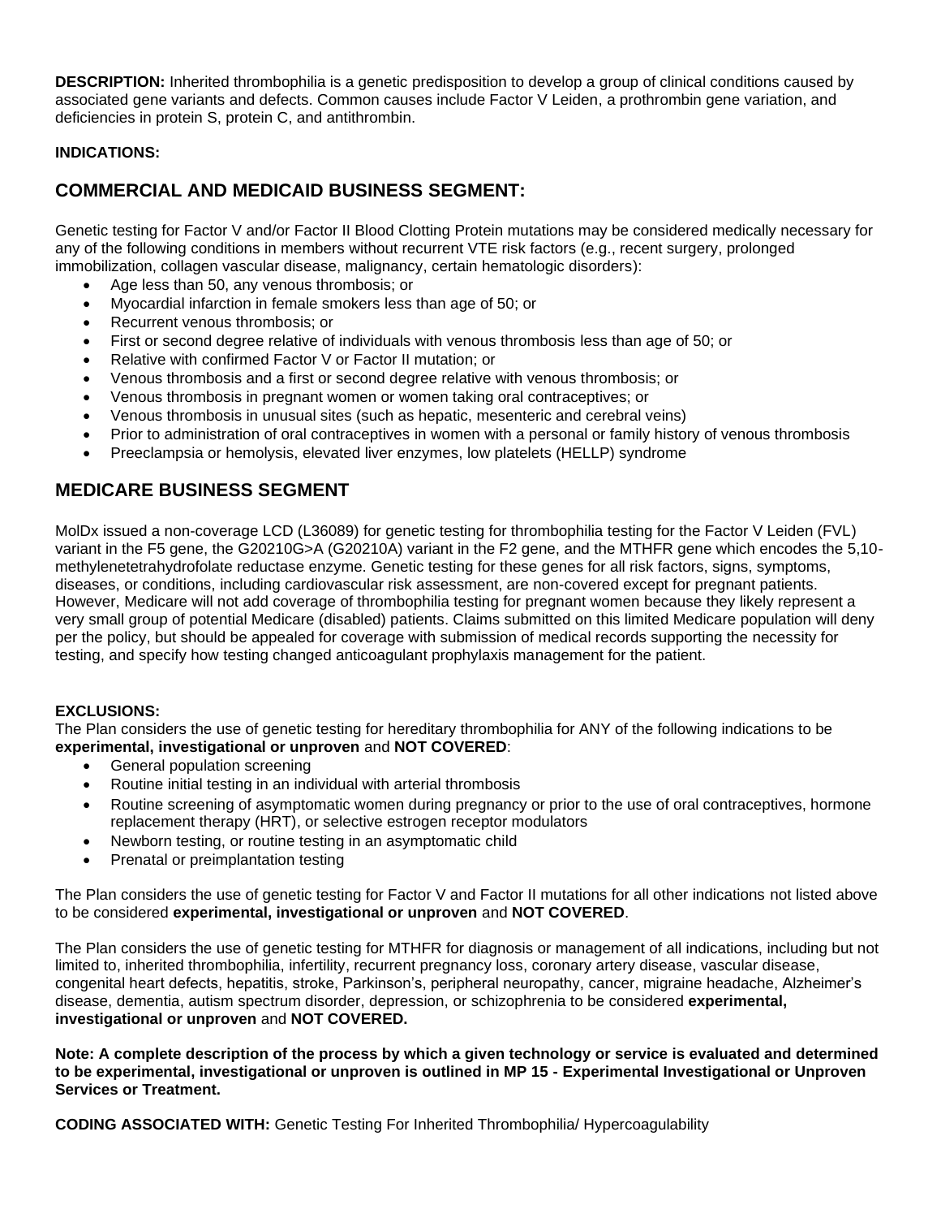**DESCRIPTION:** Inherited thrombophilia is a genetic predisposition to develop a group of clinical conditions caused by associated gene variants and defects. Common causes include Factor V Leiden, a prothrombin gene variation, and deficiencies in protein S, protein C, and antithrombin.

**INDICATIONS:**

## COMMERCIAL AND MEDICAID BUSINESS SEGMENT:

Genetic testing for Factor V and/or Factor II Blood Clotting Protein mutations may be considered medically necessary for any of the following conditions in members without recurrent VTE risk factors (e.g., recent surgery, prolonged immobilization, collagen vascular disease, malignancy, certain hematologic disorders):

- Age less than 50, any venous thrombosis; or
- Myocardial infarction in female smokers less than age of 50; or
- Recurrent venous thrombosis; or
- First or second degree relative of individuals with venous thrombosis less than age of 50; or
- Relative with confirmed Factor V or Factor II mutation; or
- Venous thrombosis and a first or second degree relative with venous thrombosis; or
- Venous thrombosis in pregnant women or women taking oral contraceptives; or
- Venous thrombosis in unusual sites (such as hepatic, mesenteric and cerebral veins)
- Prior to administration of oral contraceptives in women with a personal or family history of venous thrombosis
- Preeclampsia or hemolysis, elevated liver enzymes, low platelets (HELLP) syndrome

## MEDICARE BUSINESS SEGMENT

MolDx issued a non-coverage LCD (L36089) for genetic testing for thrombophilia testing for the Factor V Leiden (FVL) variant in the F5 gene, the G20210G>A (G20210A) variant in the F2 gene, and the MTHFR gene which encodes the 5,10-methylenetetrahydrofolate reductase enzyme. Genetic testing for these genes for all risk factors, signs, symptoms, diseases, or conditions, including cardiovascular risk assessment, are non-covered except for pregnant patients. However, Medicare will not add coverage of thrombophilia testing for pregnant women because they likely represent a very small group of potential Medicare (disabled) patients. Claims submitted on this limited Medicare population will deny per the policy, but should be appealed for coverage with submission of medical records supporting the necessity for testing, and specify how testing changed anticoagulant prophylaxis management for the patient.

**EXCLUSIONS:**
The Plan considers the use of genetic testing for hereditary thrombophilia for ANY of the following indications to be **experimental, investigational or unproven** and **NOT COVERED**:

- General population screening
- Routine initial testing in an individual with arterial thrombosis
- Routine screening of asymptomatic women during pregnancy or prior to the use of oral contraceptives, hormone replacement therapy (HRT), or selective estrogen receptor modulators
- Newborn testing, or routine testing in an asymptomatic child
- Prenatal or preimplantation testing

The Plan considers the use of genetic testing for Factor V and Factor II mutations for all other indications not listed above to be considered **experimental, investigational or unproven** and **NOT COVERED**.

The Plan considers the use of genetic testing for MTHFR for diagnosis or management of all indications, including but not limited to, inherited thrombophilia, infertility, recurrent pregnancy loss, coronary artery disease, vascular disease, congenital heart defects, hepatitis, stroke, Parkinson's, peripheral neuropathy, cancer, migraine headache, Alzheimer's disease, dementia, autism spectrum disorder, depression, or schizophrenia to be considered **experimental, investigational or unproven** and **NOT COVERED.**

**Note: A complete description of the process by which a given technology or service is evaluated and determined to be experimental, investigational or unproven is outlined in MP 15 - Experimental Investigational or Unproven Services or Treatment.**

**CODING ASSOCIATED WITH:** Genetic Testing For Inherited Thrombophilia/ Hypercoagulability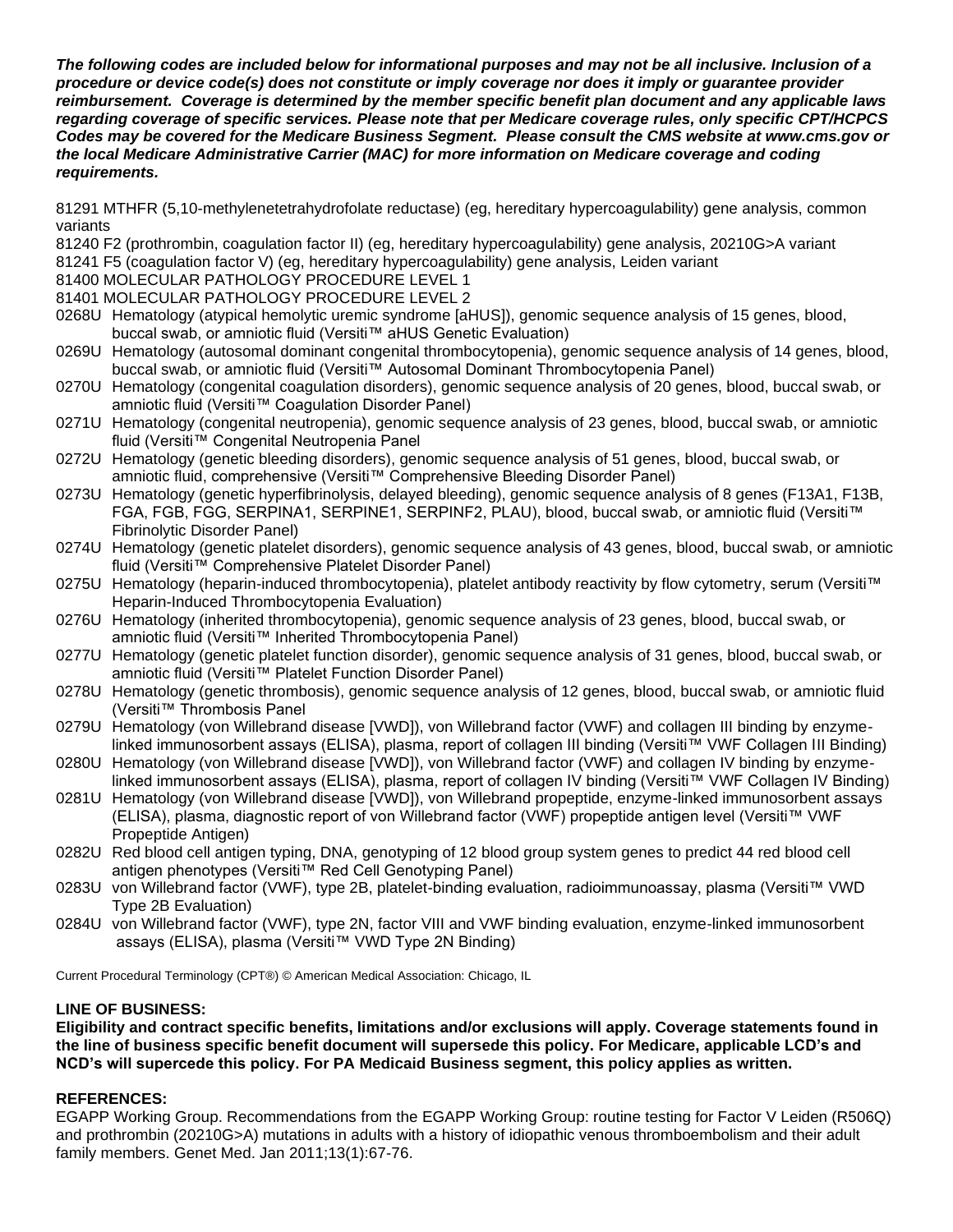***The following codes are included below for informational purposes and may not be all inclusive. Inclusion of a procedure or device code(s) does not constitute or imply coverage nor does it imply or guarantee provider reimbursement. Coverage is determined by the member specific benefit plan document and any applicable laws regarding coverage of specific services. Please note that per Medicare coverage rules, only specific CPT/HCPCS Codes may be covered for the Medicare Business Segment. Please consult the CMS website at www.cms.gov or the local Medicare Administrative Carrier (MAC) for more information on Medicare coverage and coding requirements.***

81291 MTHFR (5,10-methylenetetrahydrofolate reductase) (eg, hereditary hypercoagulability) gene analysis, common variants
81240 F2 (prothrombin, coagulation factor II) (eg, hereditary hypercoagulability) gene analysis, 20210G>A variant
81241 F5 (coagulation factor V) (eg, hereditary hypercoagulability) gene analysis, Leiden variant
81400 MOLECULAR PATHOLOGY PROCEDURE LEVEL 1
81401 MOLECULAR PATHOLOGY PROCEDURE LEVEL 2
0268U Hematology (atypical hemolytic uremic syndrome [aHUS]), genomic sequence analysis of 15 genes, blood, buccal swab, or amniotic fluid (Versiti™ aHUS Genetic Evaluation)
0269U Hematology (autosomal dominant congenital thrombocytopenia), genomic sequence analysis of 14 genes, blood, buccal swab, or amniotic fluid (Versiti™ Autosomal Dominant Thrombocytopenia Panel)
0270U Hematology (congenital coagulation disorders), genomic sequence analysis of 20 genes, blood, buccal swab, or amniotic fluid (Versiti™ Coagulation Disorder Panel)
0271U Hematology (congenital neutropenia), genomic sequence analysis of 23 genes, blood, buccal swab, or amniotic fluid (Versiti™ Congenital Neutropenia Panel
0272U Hematology (genetic bleeding disorders), genomic sequence analysis of 51 genes, blood, buccal swab, or amniotic fluid, comprehensive (Versiti™ Comprehensive Bleeding Disorder Panel)
0273U Hematology (genetic hyperfibrinolysis, delayed bleeding), genomic sequence analysis of 8 genes (F13A1, F13B, FGA, FGB, FGG, SERPINA1, SERPINE1, SERPINF2, PLAU), blood, buccal swab, or amniotic fluid (Versiti™ Fibrinolytic Disorder Panel)
0274U Hematology (genetic platelet disorders), genomic sequence analysis of 43 genes, blood, buccal swab, or amniotic fluid (Versiti™ Comprehensive Platelet Disorder Panel)
0275U Hematology (heparin-induced thrombocytopenia), platelet antibody reactivity by flow cytometry, serum (Versiti™ Heparin-Induced Thrombocytopenia Evaluation)
0276U Hematology (inherited thrombocytopenia), genomic sequence analysis of 23 genes, blood, buccal swab, or amniotic fluid (Versiti™ Inherited Thrombocytopenia Panel)
0277U Hematology (genetic platelet function disorder), genomic sequence analysis of 31 genes, blood, buccal swab, or amniotic fluid (Versiti™ Platelet Function Disorder Panel)
0278U Hematology (genetic thrombosis), genomic sequence analysis of 12 genes, blood, buccal swab, or amniotic fluid (Versiti™ Thrombosis Panel
0279U Hematology (von Willebrand disease [VWD]), von Willebrand factor (VWF) and collagen III binding by enzyme-linked immunosorbent assays (ELISA), plasma, report of collagen III binding (Versiti™ VWF Collagen III Binding)
0280U Hematology (von Willebrand disease [VWD]), von Willebrand factor (VWF) and collagen IV binding by enzyme-linked immunosorbent assays (ELISA), plasma, report of collagen IV binding (Versiti™ VWF Collagen IV Binding)
0281U Hematology (von Willebrand disease [VWD]), von Willebrand propeptide, enzyme-linked immunosorbent assays (ELISA), plasma, diagnostic report of von Willebrand factor (VWF) propeptide antigen level (Versiti™ VWF Propeptide Antigen)
0282U Red blood cell antigen typing, DNA, genotyping of 12 blood group system genes to predict 44 red blood cell antigen phenotypes (Versiti™ Red Cell Genotyping Panel)
0283U von Willebrand factor (VWF), type 2B, platelet-binding evaluation, radioimmunoassay, plasma (Versiti™ VWD Type 2B Evaluation)
0284U von Willebrand factor (VWF), type 2N, factor VIII and VWF binding evaluation, enzyme-linked immunosorbent assays (ELISA), plasma (Versiti™ VWD Type 2N Binding)

Current Procedural Terminology (CPT®) © American Medical Association: Chicago, IL

**LINE OF BUSINESS:**

**Eligibility and contract specific benefits, limitations and/or exclusions will apply. Coverage statements found in the line of business specific benefit document will supersede this policy. For Medicare, applicable LCD's and NCD's will supercede this policy. For PA Medicaid Business segment, this policy applies as written.**

**REFERENCES:**

EGAPP Working Group. Recommendations from the EGAPP Working Group: routine testing for Factor V Leiden (R506Q) and prothrombin (20210G>A) mutations in adults with a history of idiopathic venous thromboembolism and their adult family members. Genet Med. Jan 2011;13(1):67-76.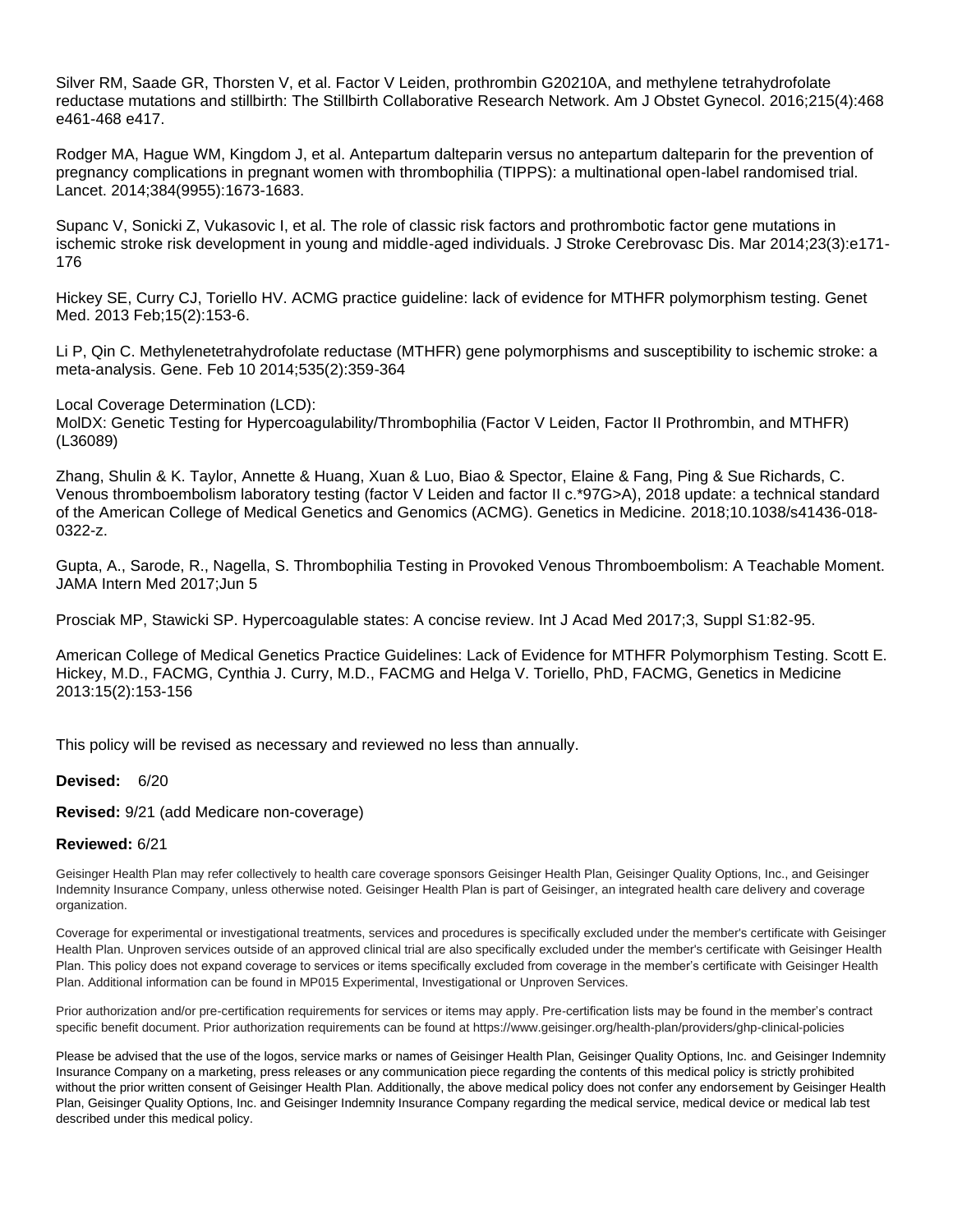Silver RM, Saade GR, Thorsten V, et al. Factor V Leiden, prothrombin G20210A, and methylene tetrahydrofolate reductase mutations and stillbirth: The Stillbirth Collaborative Research Network. Am J Obstet Gynecol. 2016;215(4):468 e461-468 e417.

Rodger MA, Hague WM, Kingdom J, et al. Antepartum dalteparin versus no antepartum dalteparin for the prevention of pregnancy complications in pregnant women with thrombophilia (TIPPS): a multinational open-label randomised trial. Lancet. 2014;384(9955):1673-1683.

Supanc V, Sonicki Z, Vukasovic I, et al. The role of classic risk factors and prothrombotic factor gene mutations in ischemic stroke risk development in young and middle-aged individuals. J Stroke Cerebrovasc Dis. Mar 2014;23(3):e171-176

Hickey SE, Curry CJ, Toriello HV. ACMG practice guideline: lack of evidence for MTHFR polymorphism testing. Genet Med. 2013 Feb;15(2):153-6.

Li P, Qin C. Methylenetetrahydrofolate reductase (MTHFR) gene polymorphisms and susceptibility to ischemic stroke: a meta-analysis. Gene. Feb 10 2014;535(2):359-364

Local Coverage Determination (LCD):
MolDX: Genetic Testing for Hypercoagulability/Thrombophilia (Factor V Leiden, Factor II Prothrombin, and MTHFR) (L36089)

Zhang, Shulin & K. Taylor, Annette & Huang, Xuan & Luo, Biao & Spector, Elaine & Fang, Ping & Sue Richards, C. Venous thromboembolism laboratory testing (factor V Leiden and factor II c.*97G>A), 2018 update: a technical standard of the American College of Medical Genetics and Genomics (ACMG). Genetics in Medicine. 2018;10.1038/s41436-018-0322-z.

Gupta, A., Sarode, R., Nagella, S. Thrombophilia Testing in Provoked Venous Thromboembolism: A Teachable Moment. JAMA Intern Med 2017;Jun 5

Prosciak MP, Stawicki SP. Hypercoagulable states: A concise review. Int J Acad Med 2017;3, Suppl S1:82-95.

American College of Medical Genetics Practice Guidelines: Lack of Evidence for MTHFR Polymorphism Testing. Scott E. Hickey, M.D., FACMG, Cynthia J. Curry, M.D., FACMG and Helga V. Toriello, PhD, FACMG, Genetics in Medicine 2013:15(2):153-156

This policy will be revised as necessary and reviewed no less than annually.

**Devised:** 6/20

**Revised:** 9/21 (add Medicare non-coverage)

**Reviewed:** 6/21

Geisinger Health Plan may refer collectively to health care coverage sponsors Geisinger Health Plan, Geisinger Quality Options, Inc., and Geisinger Indemnity Insurance Company, unless otherwise noted. Geisinger Health Plan is part of Geisinger, an integrated health care delivery and coverage organization.

Coverage for experimental or investigational treatments, services and procedures is specifically excluded under the member's certificate with Geisinger Health Plan. Unproven services outside of an approved clinical trial are also specifically excluded under the member's certificate with Geisinger Health Plan. This policy does not expand coverage to services or items specifically excluded from coverage in the member's certificate with Geisinger Health Plan. Additional information can be found in MP015 Experimental, Investigational or Unproven Services.

Prior authorization and/or pre-certification requirements for services or items may apply. Pre-certification lists may be found in the member's contract specific benefit document. Prior authorization requirements can be found at https://www.geisinger.org/health-plan/providers/ghp-clinical-policies

Please be advised that the use of the logos, service marks or names of Geisinger Health Plan, Geisinger Quality Options, Inc. and Geisinger Indemnity Insurance Company on a marketing, press releases or any communication piece regarding the contents of this medical policy is strictly prohibited without the prior written consent of Geisinger Health Plan. Additionally, the above medical policy does not confer any endorsement by Geisinger Health Plan, Geisinger Quality Options, Inc. and Geisinger Indemnity Insurance Company regarding the medical service, medical device or medical lab test described under this medical policy.